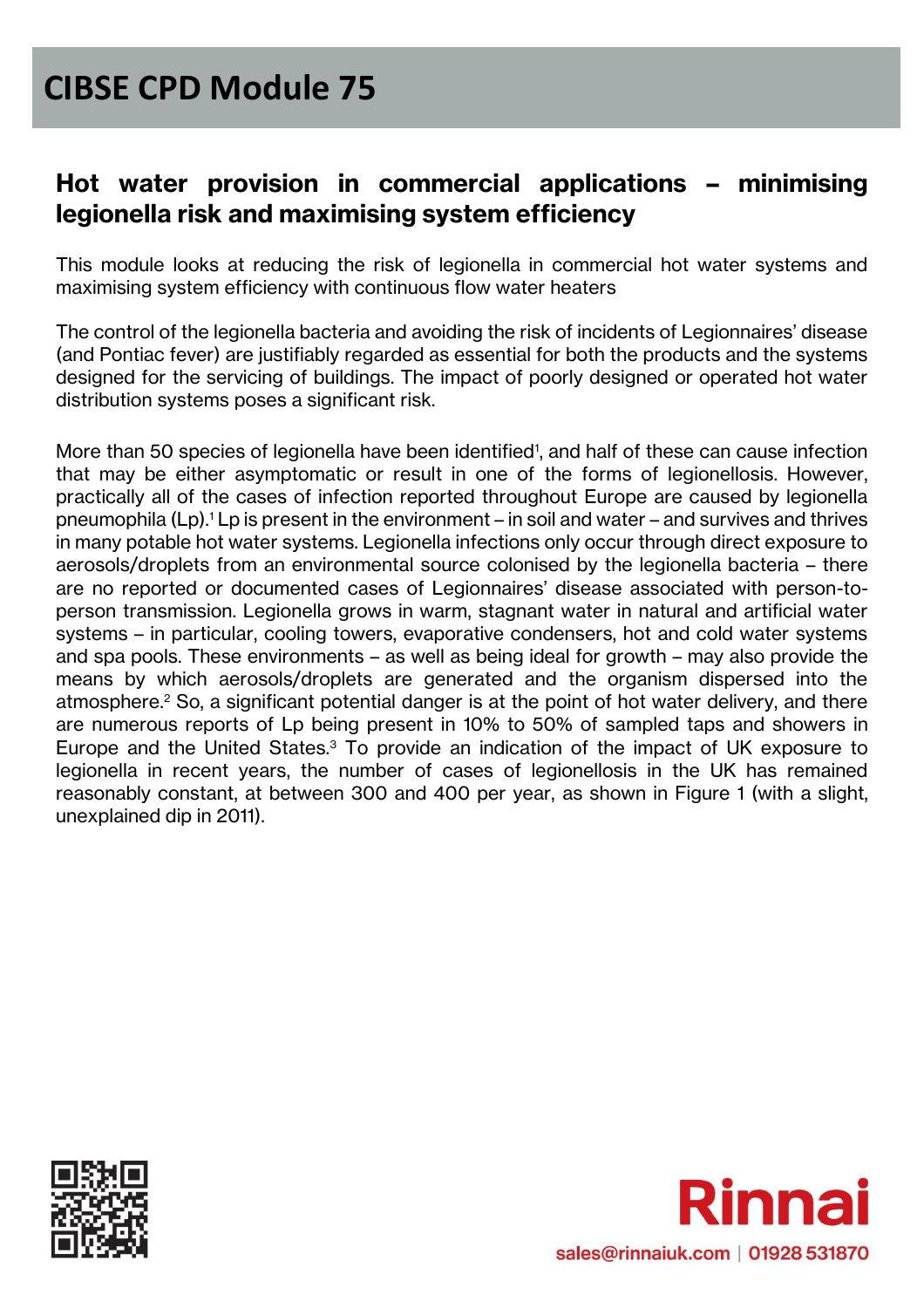# CIBSE CPD Module 75

## Hot water provision in commercial applications – minimising legionella risk and maximising system efficiency

This module looks at reducing the risk of legionella in commercial hot water systems and maximising system efficiency with continuous flow water heaters

The control of the legionella bacteria and avoiding the risk of incidents of Legionnaires' disease (and Pontiac fever) are justifiably regarded as essential for both the products and the systems designed for the servicing of buildings. The impact of poorly designed or operated hot water distribution systems poses a significant risk.

More than 50 species of legionella have been identified[1], and half of these can cause infection that may be either asymptomatic or result in one of the forms of legionellosis. However, practically all of the cases of infection reported throughout Europe are caused by legionella pneumophila (Lp).[1] Lp is present in the environment – in soil and water – and survives and thrives in many potable hot water systems. Legionella infections only occur through direct exposure to aerosols/droplets from an environmental source colonised by the legionella bacteria – there are no reported or documented cases of Legionnaires' disease associated with person-to-person transmission. Legionella grows in warm, stagnant water in natural and artificial water systems – in particular, cooling towers, evaporative condensers, hot and cold water systems and spa pools. These environments – as well as being ideal for growth – may also provide the means by which aerosols/droplets are generated and the organism dispersed into the atmosphere.[2] So, a significant potential danger is at the point of hot water delivery, and there are numerous reports of Lp being present in 10% to 50% of sampled taps and showers in Europe and the United States.[3] To provide an indication of the impact of UK exposure to legionella in recent years, the number of cases of legionellosis in the UK has remained reasonably constant, at between 300 and 400 per year, as shown in Figure 1 (with a slight, unexplained dip in 2011).

Rinnai

sales@rinnaiuk.com | 01928 531870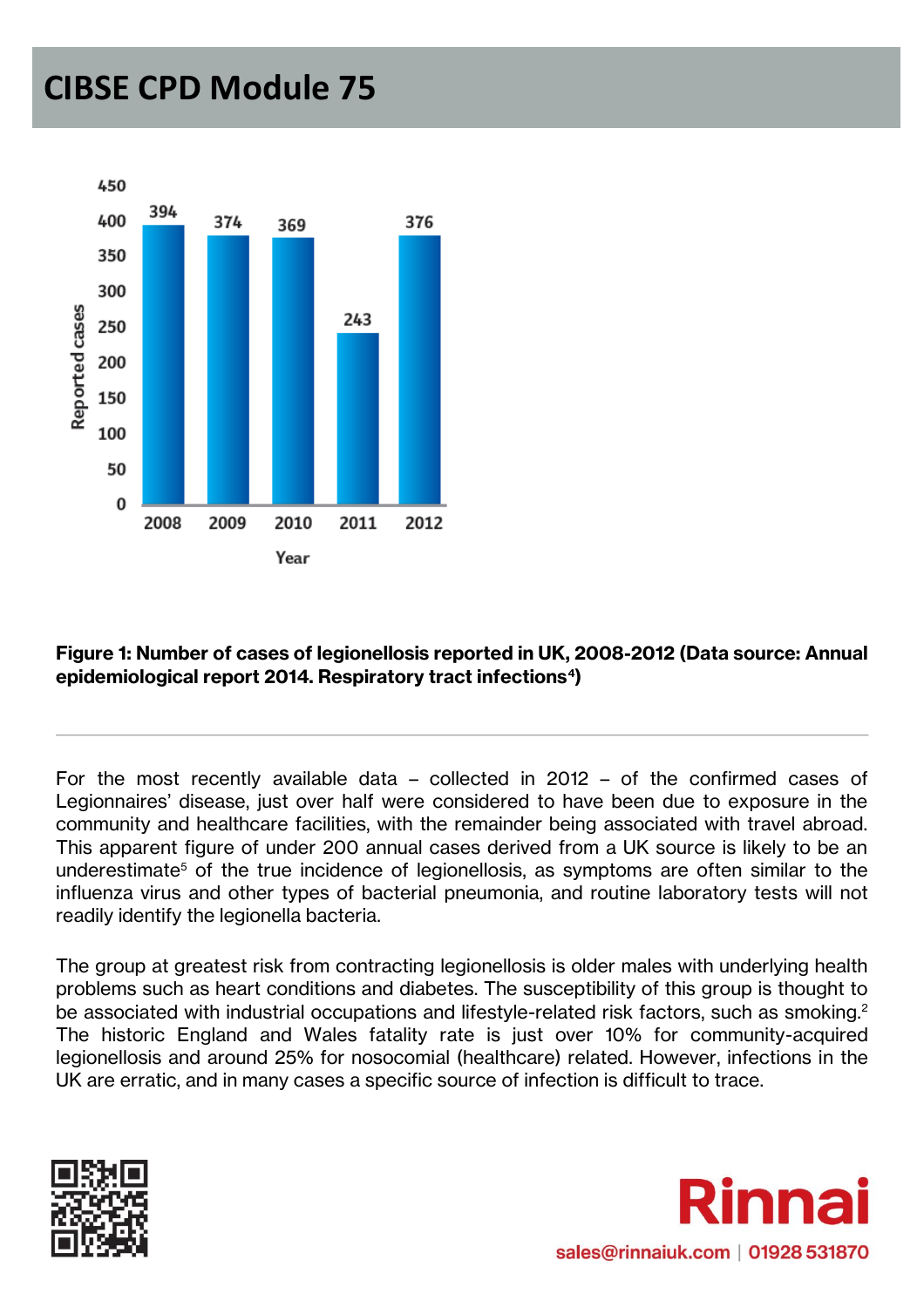**Figure 1: Number of cases of legionellosis reported in UK, 2008-2012 (Data source: Annual epidemiological report 2014. Respiratory tract infections[4])**

---

For the most recently available data – collected in 2012 – of the confirmed cases of Legionnaires' disease, just over half were considered to have been due to exposure in the community and healthcare facilities, with the remainder being associated with travel abroad. This apparent figure of under 200 annual cases derived from a UK source is likely to be an underestimate[5] of the true incidence of legionellosis, as symptoms are often similar to the influenza virus and other types of bacterial pneumonia, and routine laboratory tests will not readily identify the legionella bacteria.

The group at greatest risk from contracting legionellosis is older males with underlying health problems such as heart conditions and diabetes. The susceptibility of this group is thought to be associated with industrial occupations and lifestyle-related risk factors, such as smoking.[2] The historic England and Wales fatality rate is just over 10% for community-acquired legionellosis and around 25% for nosocomial (healthcare) related. However, infections in the UK are erratic, and in many cases a specific source of infection is difficult to trace.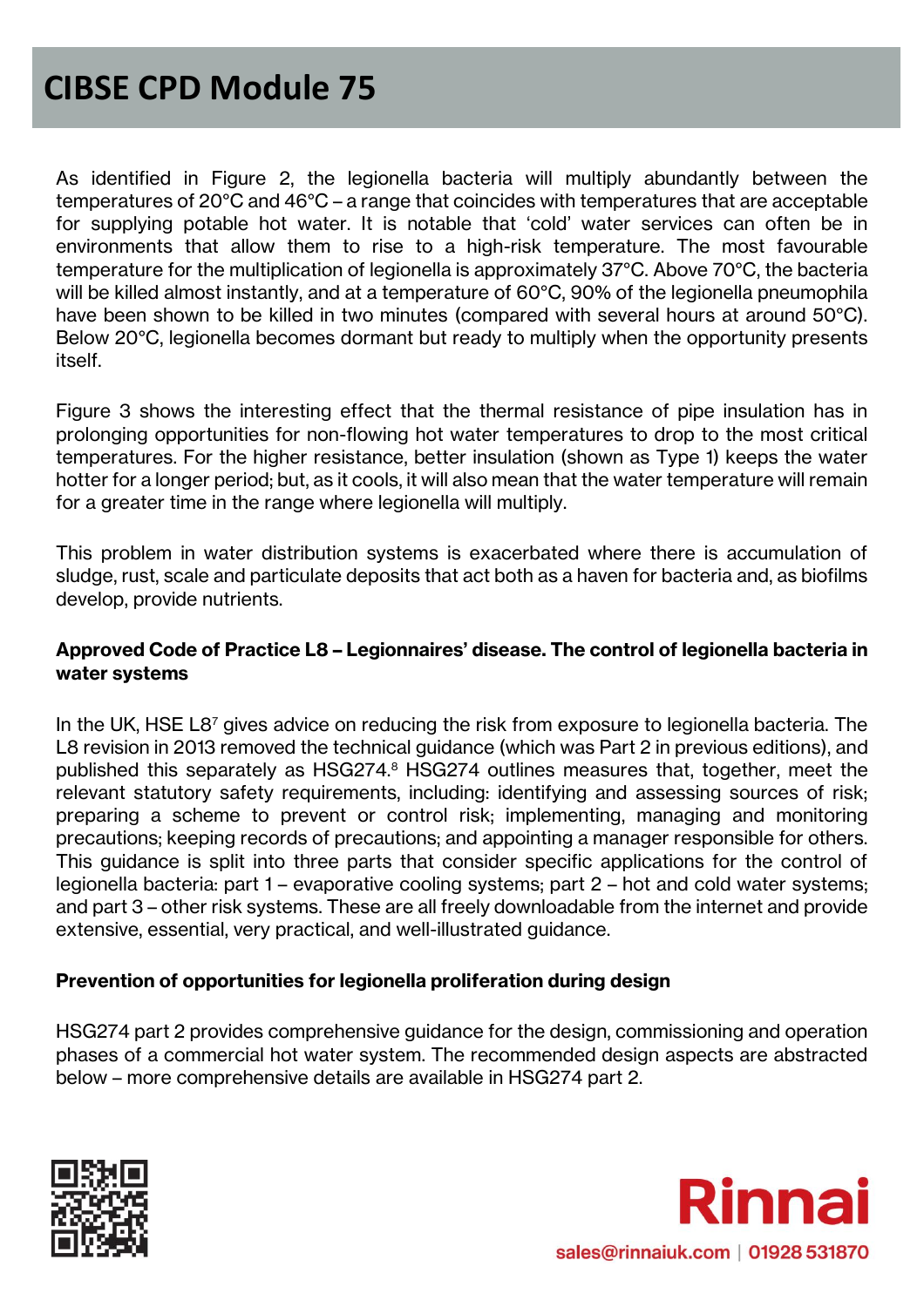As identified in Figure 2, the legionella bacteria will multiply abundantly between the temperatures of 20°C and 46°C – a range that coincides with temperatures that are acceptable for supplying potable hot water. It is notable that 'cold' water services can often be in environments that allow them to rise to a high-risk temperature. The most favourable temperature for the multiplication of legionella is approximately 37°C. Above 70°C, the bacteria will be killed almost instantly, and at a temperature of 60°C, 90% of the legionella pneumophila have been shown to be killed in two minutes (compared with several hours at around 50°C). Below 20°C, legionella becomes dormant but ready to multiply when the opportunity presents itself.

Figure 3 shows the interesting effect that the thermal resistance of pipe insulation has in prolonging opportunities for non-flowing hot water temperatures to drop to the most critical temperatures. For the higher resistance, better insulation (shown as Type 1) keeps the water hotter for a longer period; but, as it cools, it will also mean that the water temperature will remain for a greater time in the range where legionella will multiply.

This problem in water distribution systems is exacerbated where there is accumulation of sludge, rust, scale and particulate deposits that act both as a haven for bacteria and, as biofilms develop, provide nutrients.

**Approved Code of Practice L8 – Legionnaires' disease. The control of legionella bacteria in water systems**

In the UK, HSE L8[7] gives advice on reducing the risk from exposure to legionella bacteria. The L8 revision in 2013 removed the technical guidance (which was Part 2 in previous editions), and published this separately as HSG274.[8] HSG274 outlines measures that, together, meet the relevant statutory safety requirements, including: identifying and assessing sources of risk; preparing a scheme to prevent or control risk; implementing, managing and monitoring precautions; keeping records of precautions; and appointing a manager responsible for others. This guidance is split into three parts that consider specific applications for the control of legionella bacteria: part 1 – evaporative cooling systems; part 2 – hot and cold water systems; and part 3 – other risk systems. These are all freely downloadable from the internet and provide extensive, essential, very practical, and well-illustrated guidance.

**Prevention of opportunities for legionella proliferation during design**

HSG274 part 2 provides comprehensive guidance for the design, commissioning and operation phases of a commercial hot water system. The recommended design aspects are abstracted below – more comprehensive details are available in HSG274 part 2.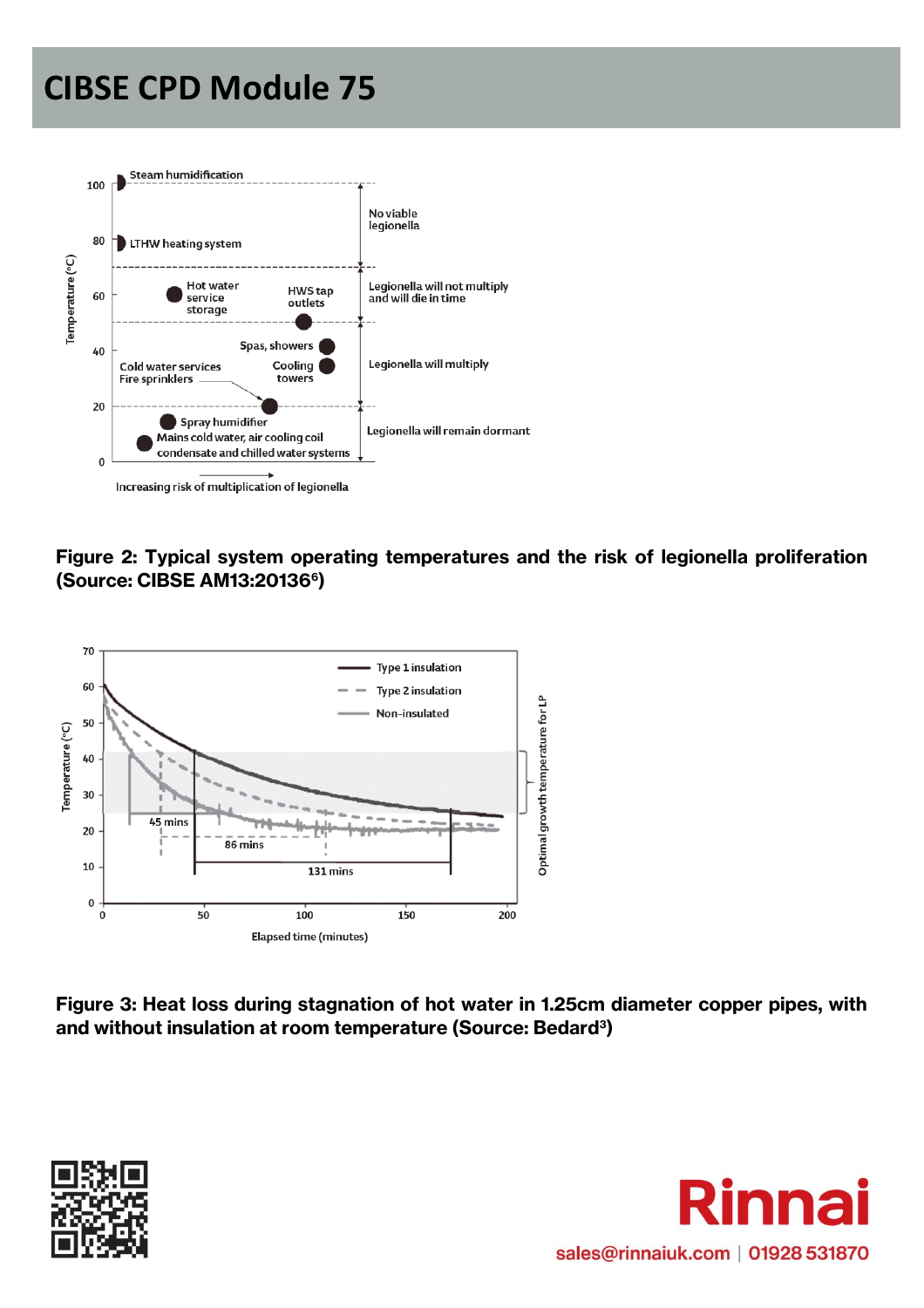Figure 2: Typical system operating temperatures and the risk of legionella proliferation (Source: CIBSE AM13:2013[6])

Figure 3: Heat loss during stagnation of hot water in 1.25cm diameter copper pipes, with and without insulation at room temperature (Source: Bedard[3])

sales@rinnaiuk.com | 01928 531870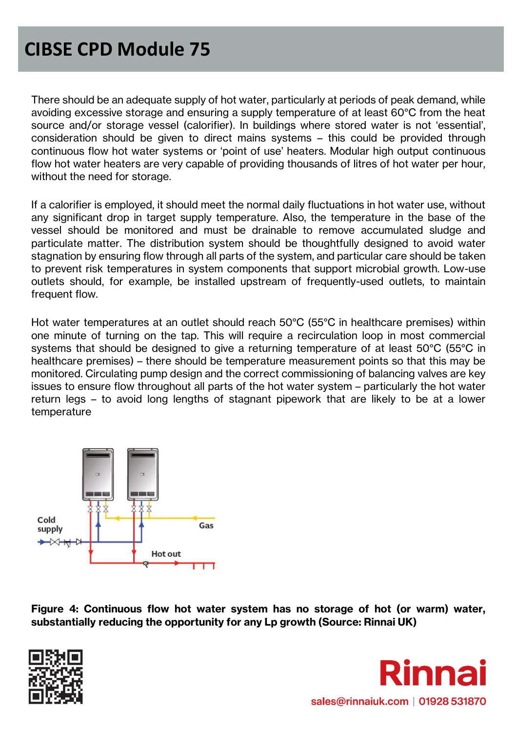There should be an adequate supply of hot water, particularly at periods of peak demand, while avoiding excessive storage and ensuring a supply temperature of at least 60°C from the heat source and/or storage vessel (calorifier). In buildings where stored water is not 'essential', consideration should be given to direct mains systems – this could be provided through continuous flow hot water systems or 'point of use' heaters. Modular high output continuous flow hot water heaters are very capable of providing thousands of litres of hot water per hour, without the need for storage.

If a calorifier is employed, it should meet the normal daily fluctuations in hot water use, without any significant drop in target supply temperature. Also, the temperature in the base of the vessel should be monitored and must be drainable to remove accumulated sludge and particulate matter. The distribution system should be thoughtfully designed to avoid water stagnation by ensuring flow through all parts of the system, and particular care should be taken to prevent risk temperatures in system components that support microbial growth. Low-use outlets should, for example, be installed upstream of frequently-used outlets, to maintain frequent flow.

Hot water temperatures at an outlet should reach 50°C (55°C in healthcare premises) within one minute of turning on the tap. This will require a recirculation loop in most commercial systems that should be designed to give a returning temperature of at least 50°C (55°C in healthcare premises) – there should be temperature measurement points so that this may be monitored. Circulating pump design and the correct commissioning of balancing valves are key issues to ensure flow throughout all parts of the hot water system – particularly the hot water return legs – to avoid long lengths of stagnant pipework that are likely to be at a lower temperature

**Figure 4: Continuous flow hot water system has no storage of hot (or warm) water, substantially reducing the opportunity for any Lp growth (Source: Rinnai UK)**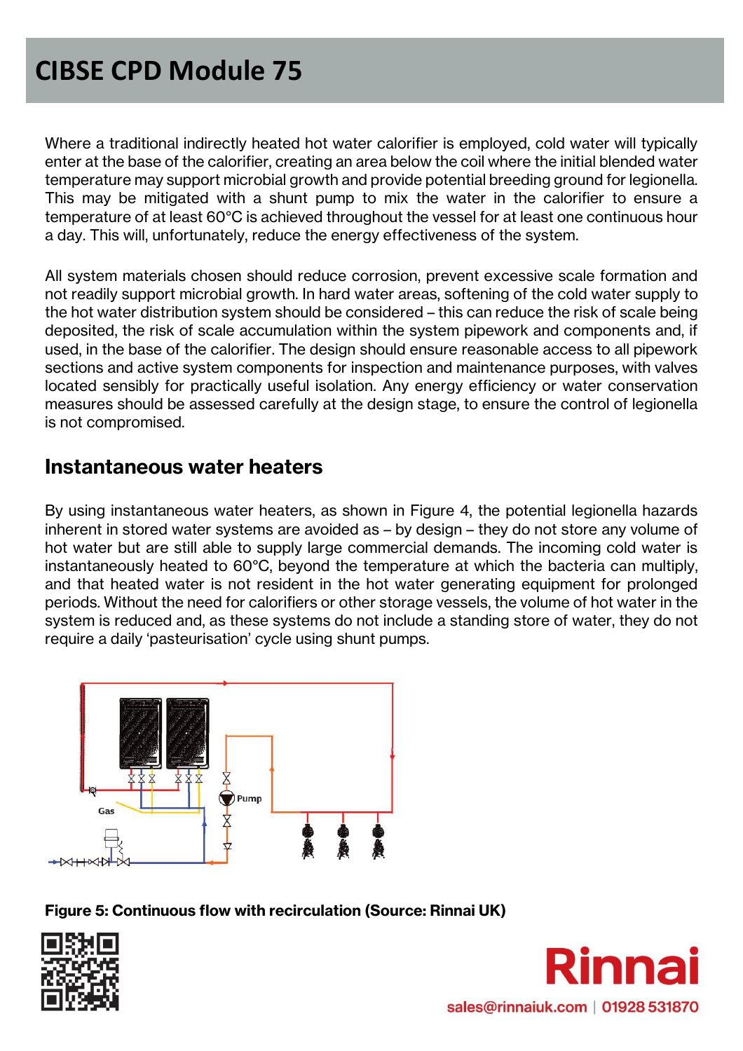Where a traditional indirectly heated hot water calorifier is employed, cold water will typically enter at the base of the calorifier, creating an area below the coil where the initial blended water temperature may support microbial growth and provide potential breeding ground for legionella. This may be mitigated with a shunt pump to mix the water in the calorifier to ensure a temperature of at least 60°C is achieved throughout the vessel for at least one continuous hour a day. This will, unfortunately, reduce the energy effectiveness of the system.

All system materials chosen should reduce corrosion, prevent excessive scale formation and not readily support microbial growth. In hard water areas, softening of the cold water supply to the hot water distribution system should be considered – this can reduce the risk of scale being deposited, the risk of scale accumulation within the system pipework and components and, if used, in the base of the calorifier. The design should ensure reasonable access to all pipework sections and active system components for inspection and maintenance purposes, with valves located sensibly for practically useful isolation. Any energy efficiency or water conservation measures should be assessed carefully at the design stage, to ensure the control of legionella is not compromised.

## Instantaneous water heaters

By using instantaneous water heaters, as shown in Figure 4, the potential legionella hazards inherent in stored water systems are avoided as – by design – they do not store any volume of hot water but are still able to supply large commercial demands. The incoming cold water is instantaneously heated to 60°C, beyond the temperature at which the bacteria can multiply, and that heated water is not resident in the hot water generating equipment for prolonged periods. Without the need for calorifiers or other storage vessels, the volume of hot water in the system is reduced and, as these systems do not include a standing store of water, they do not require a daily 'pasteurisation' cycle using shunt pumps.

**Figure 5: Continuous flow with recirculation (Source: Rinnai UK)**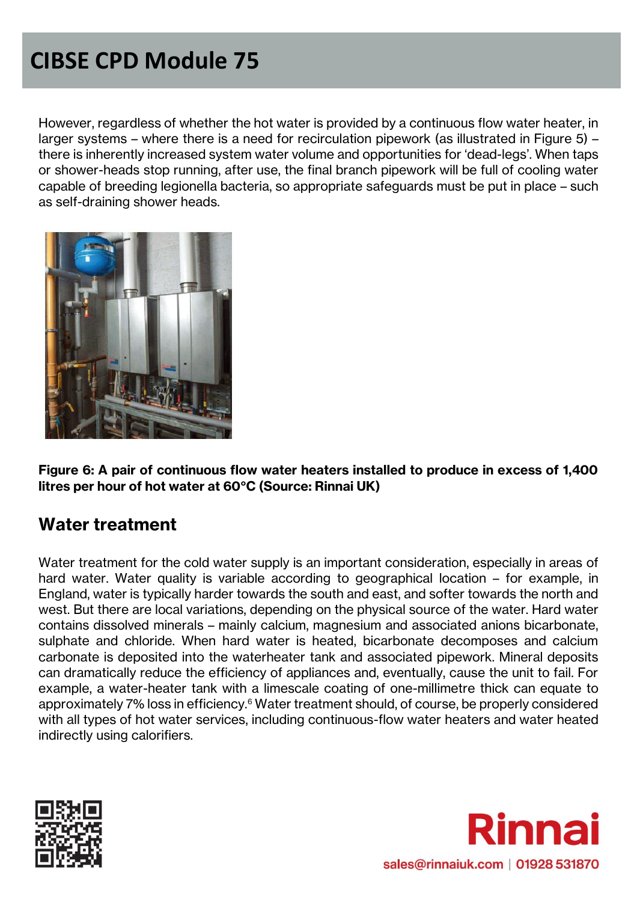However, regardless of whether the hot water is provided by a continuous flow water heater, in larger systems – where there is a need for recirculation pipework (as illustrated in Figure 5) – there is inherently increased system water volume and opportunities for 'dead-legs'. When taps or shower-heads stop running, after use, the final branch pipework will be full of cooling water capable of breeding legionella bacteria, so appropriate safeguards must be put in place – such as self-draining shower heads.

**Figure 6: A pair of continuous flow water heaters installed to produce in excess of 1,400 litres per hour of hot water at 60°C (Source: Rinnai UK)**

## Water treatment

Water treatment for the cold water supply is an important consideration, especially in areas of hard water. Water quality is variable according to geographical location – for example, in England, water is typically harder towards the south and east, and softer towards the north and west. But there are local variations, depending on the physical source of the water. Hard water contains dissolved minerals – mainly calcium, magnesium and associated anions bicarbonate, sulphate and chloride. When hard water is heated, bicarbonate decomposes and calcium carbonate is deposited into the waterheater tank and associated pipework. Mineral deposits can dramatically reduce the efficiency of appliances and, eventually, cause the unit to fail. For example, a water-heater tank with a limescale coating of one-millimetre thick can equate to approximately 7% loss in efficiency.[6] Water treatment should, of course, be properly considered with all types of hot water services, including continuous-flow water heaters and water heated indirectly using calorifiers.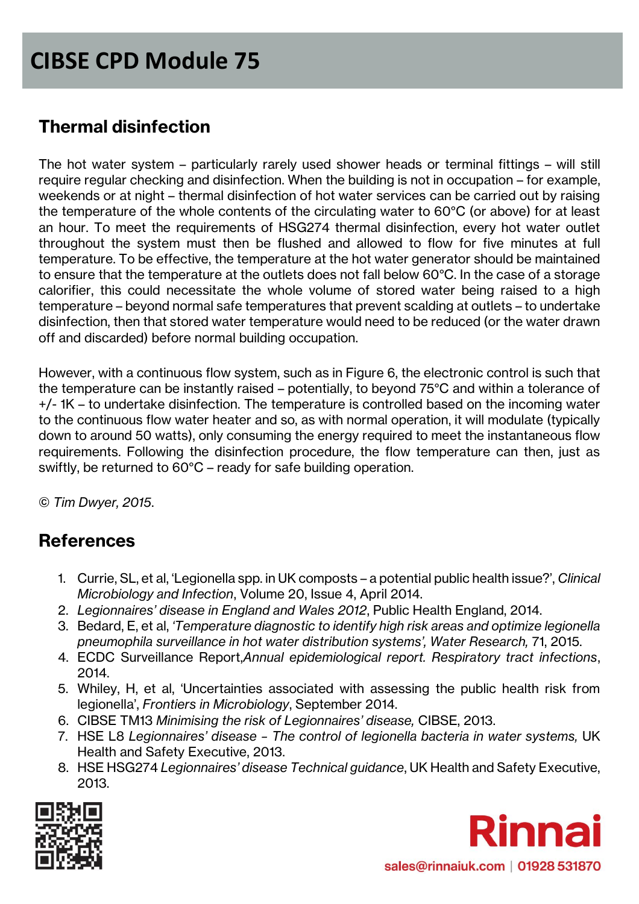# CIBSE CPD Module 75

## Thermal disinfection

The hot water system – particularly rarely used shower heads or terminal fittings – will still require regular checking and disinfection. When the building is not in occupation – for example, weekends or at night – thermal disinfection of hot water services can be carried out by raising the temperature of the whole contents of the circulating water to 60°C (or above) for at least an hour. To meet the requirements of HSG274 thermal disinfection, every hot water outlet throughout the system must then be flushed and allowed to flow for five minutes at full temperature. To be effective, the temperature at the hot water generator should be maintained to ensure that the temperature at the outlets does not fall below 60°C. In the case of a storage calorifier, this could necessitate the whole volume of stored water being raised to a high temperature – beyond normal safe temperatures that prevent scalding at outlets – to undertake disinfection, then that stored water temperature would need to be reduced (or the water drawn off and discarded) before normal building occupation.

However, with a continuous flow system, such as in Figure 6, the electronic control is such that the temperature can be instantly raised – potentially, to beyond 75°C and within a tolerance of +/- 1K – to undertake disinfection. The temperature is controlled based on the incoming water to the continuous flow water heater and so, as with normal operation, it will modulate (typically down to around 50 watts), only consuming the energy required to meet the instantaneous flow requirements. Following the disinfection procedure, the flow temperature can then, just as swiftly, be returned to 60°C – ready for safe building operation.

*© Tim Dwyer, 2015.*

## References

1. Currie, SL, et al, 'Legionella spp. in UK composts – a potential public health issue?', *Clinical Microbiology and Infection*, Volume 20, Issue 4, April 2014.
2. *Legionnaires' disease in England and Wales 2012*, Public Health England, 2014.
3. Bedard, E, et al, *'Temperature diagnostic to identify high risk areas and optimize legionella pneumophila surveillance in hot water distribution systems', Water Research,* 71, 2015.
4. ECDC Surveillance Report,*Annual epidemiological report. Respiratory tract infections*, 2014.
5. Whiley, H, et al, 'Uncertainties associated with assessing the public health risk from legionella', *Frontiers in Microbiology*, September 2014.
6. CIBSE TM13 *Minimising the risk of Legionnaires' disease,* CIBSE, 2013.
7. HSE L8 *Legionnaires' disease – The control of legionella bacteria in water systems,* UK Health and Safety Executive, 2013.
8. HSE HSG274 *Legionnaires' disease Technical guidance*, UK Health and Safety Executive, 2013.

Rinnai

sales@rinnaiuk.com | 01928 531870